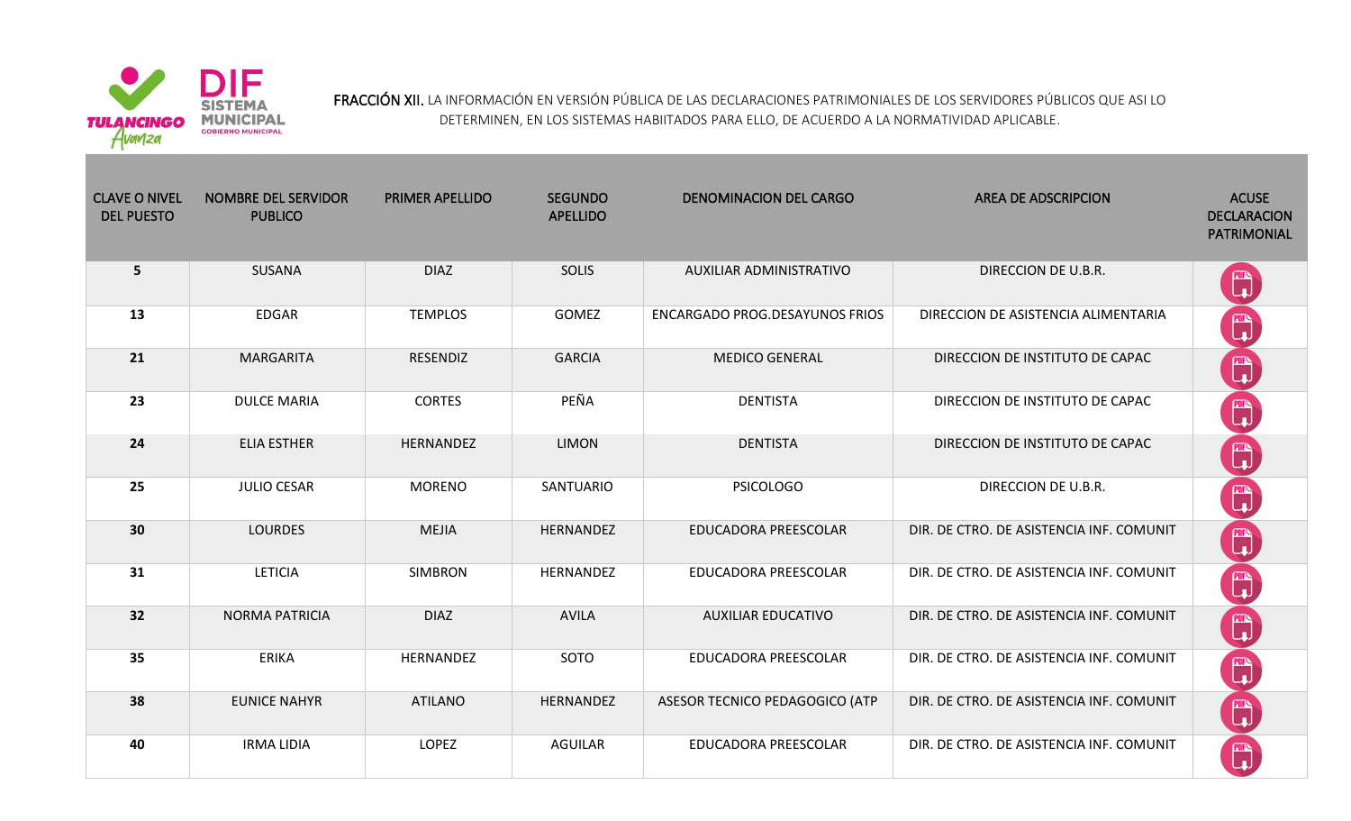**FRACCIÓN XII.** LA INFORMACIÓN EN VERSIÓN PÚBLICA DE LAS DECLARACIONES PATRIMONIALES DE LOS SERVIDORES PÚBLICOS QUE ASI LO DETERMINEN, EN LOS SISTEMAS HABIITADOS PARA ELLO, DE ACUERDO A LA NORMATIVIDAD APLICABLE.

| CLAVE O NIVEL DEL PUESTO | NOMBRE DEL SERVIDOR PUBLICO | PRIMER APELLIDO | SEGUNDO APELLIDO | DENOMINACION DEL CARGO | AREA DE ADSCRIPCION | ACUSE DECLARACION PATRIMONIAL |
|---|---|---|---|---|---|---|
| 5 | SUSANA | DIAZ | SOLIS | AUXILIAR ADMINISTRATIVO | DIRECCION DE U.B.R. | |
| 13 | EDGAR | TEMPLOS | GOMEZ | ENCARGADO PROG.DESAYUNOS FRIOS | DIRECCION DE ASISTENCIA ALIMENTARIA | |
| 21 | MARGARITA | RESENDIZ | GARCIA | MEDICO GENERAL | DIRECCION DE INSTITUTO DE CAPAC | |
| 23 | DULCE MARIA | CORTES | PEÑA | DENTISTA | DIRECCION DE INSTITUTO DE CAPAC | |
| 24 | ELIA ESTHER | HERNANDEZ | LIMON | DENTISTA | DIRECCION DE INSTITUTO DE CAPAC | |
| 25 | JULIO CESAR | MORENO | SANTUARIO | PSICOLOGO | DIRECCION DE U.B.R. | |
| 30 | LOURDES | MEJIA | HERNANDEZ | EDUCADORA PREESCOLAR | DIR. DE CTRO. DE ASISTENCIA INF. COMUNIT | |
| 31 | LETICIA | SIMBRON | HERNANDEZ | EDUCADORA PREESCOLAR | DIR. DE CTRO. DE ASISTENCIA INF. COMUNIT | |
| 32 | NORMA PATRICIA | DIAZ | AVILA | AUXILIAR EDUCATIVO | DIR. DE CTRO. DE ASISTENCIA INF. COMUNIT | |
| 35 | ERIKA | HERNANDEZ | SOTO | EDUCADORA PREESCOLAR | DIR. DE CTRO. DE ASISTENCIA INF. COMUNIT | |
| 38 | EUNICE NAHYR | ATILANO | HERNANDEZ | ASESOR TECNICO PEDAGOGICO (ATP | DIR. DE CTRO. DE ASISTENCIA INF. COMUNIT | |
| 40 | IRMA LIDIA | LOPEZ | AGUILAR | EDUCADORA PREESCOLAR | DIR. DE CTRO. DE ASISTENCIA INF. COMUNIT | |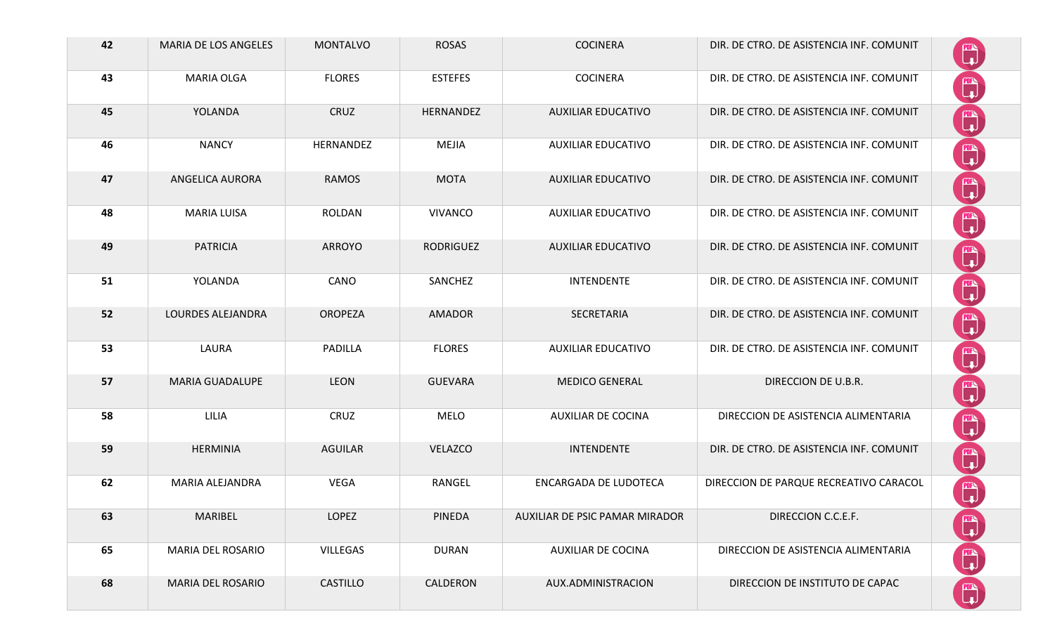| | | | | | | |
|---|---|---|---|---|---|---|
| 42 | MARIA DE LOS ANGELES | MONTALVO | ROSAS | COCINERA | DIR. DE CTRO. DE ASISTENCIA INF. COMUNIT | |
| 43 | MARIA OLGA | FLORES | ESTEFES | COCINERA | DIR. DE CTRO. DE ASISTENCIA INF. COMUNIT | |
| 45 | YOLANDA | CRUZ | HERNANDEZ | AUXILIAR EDUCATIVO | DIR. DE CTRO. DE ASISTENCIA INF. COMUNIT | |
| 46 | NANCY | HERNANDEZ | MEJIA | AUXILIAR EDUCATIVO | DIR. DE CTRO. DE ASISTENCIA INF. COMUNIT | |
| 47 | ANGELICA AURORA | RAMOS | MOTA | AUXILIAR EDUCATIVO | DIR. DE CTRO. DE ASISTENCIA INF. COMUNIT | |
| 48 | MARIA LUISA | ROLDAN | VIVANCO | AUXILIAR EDUCATIVO | DIR. DE CTRO. DE ASISTENCIA INF. COMUNIT | |
| 49 | PATRICIA | ARROYO | RODRIGUEZ | AUXILIAR EDUCATIVO | DIR. DE CTRO. DE ASISTENCIA INF. COMUNIT | |
| 51 | YOLANDA | CANO | SANCHEZ | INTENDENTE | DIR. DE CTRO. DE ASISTENCIA INF. COMUNIT | |
| 52 | LOURDES ALEJANDRA | OROPEZA | AMADOR | SECRETARIA | DIR. DE CTRO. DE ASISTENCIA INF. COMUNIT | |
| 53 | LAURA | PADILLA | FLORES | AUXILIAR EDUCATIVO | DIR. DE CTRO. DE ASISTENCIA INF. COMUNIT | |
| 57 | MARIA GUADALUPE | LEON | GUEVARA | MEDICO GENERAL | DIRECCION DE U.B.R. | |
| 58 | LILIA | CRUZ | MELO | AUXILIAR DE COCINA | DIRECCION DE ASISTENCIA ALIMENTARIA | |
| 59 | HERMINIA | AGUILAR | VELAZCO | INTENDENTE | DIR. DE CTRO. DE ASISTENCIA INF. COMUNIT | |
| 62 | MARIA ALEJANDRA | VEGA | RANGEL | ENCARGADA DE LUDOTECA | DIRECCION DE PARQUE RECREATIVO CARACOL | |
| 63 | MARIBEL | LOPEZ | PINEDA | AUXILIAR DE PSIC PAMAR MIRADOR | DIRECCION C.C.E.F. | |
| 65 | MARIA DEL ROSARIO | VILLEGAS | DURAN | AUXILIAR DE COCINA | DIRECCION DE ASISTENCIA ALIMENTARIA | |
| 68 | MARIA DEL ROSARIO | CASTILLO | CALDERON | AUX.ADMINISTRACION | DIRECCION DE INSTITUTO DE CAPAC | |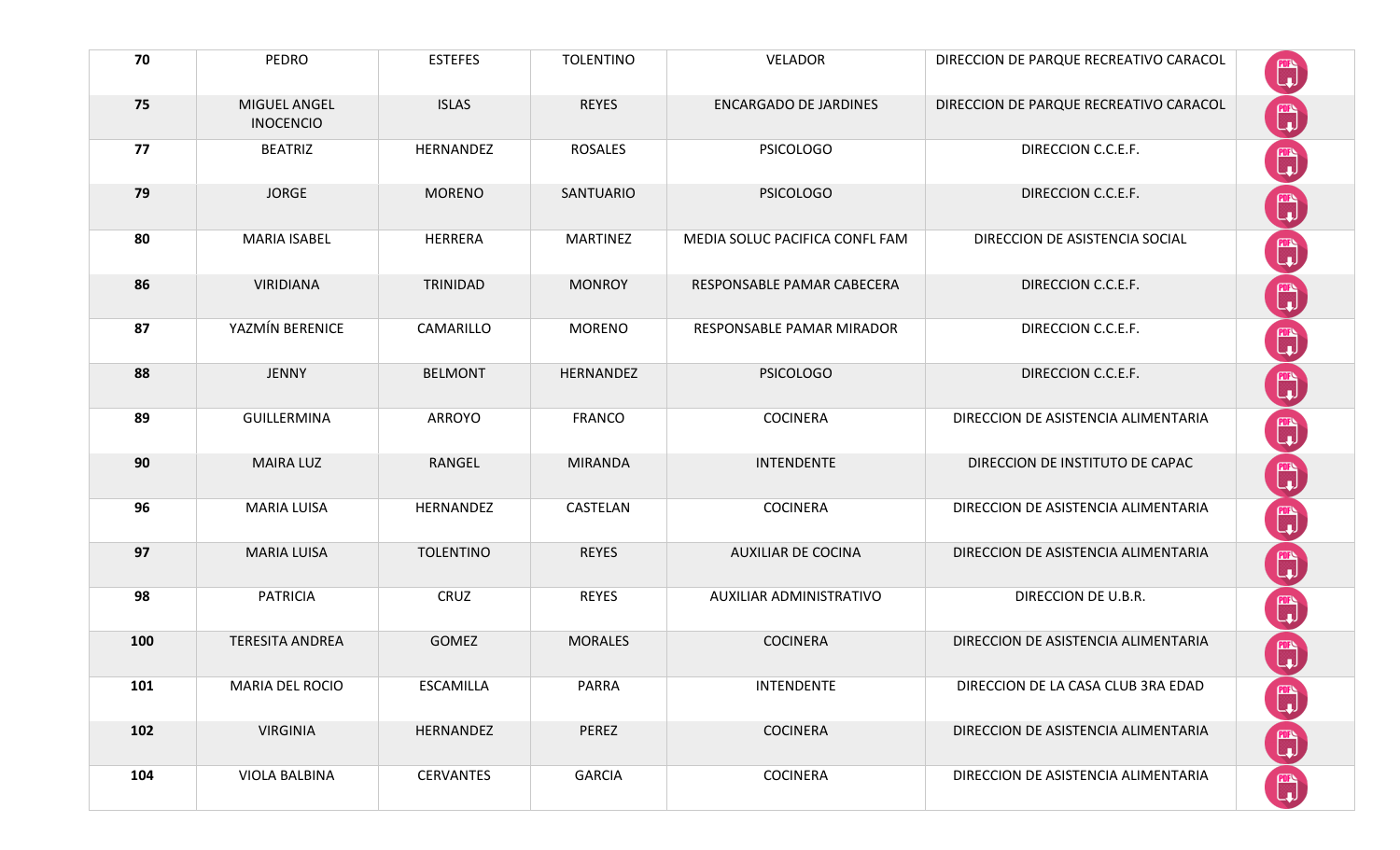| | | | | | | |
|---|---|---|---|---|---|---|
| **70** | PEDRO | ESTEFES | TOLENTINO | VELADOR | DIRECCION DE PARQUE RECREATIVO CARACOL | |
| **75** | MIGUEL ANGEL INOCENCIO | ISLAS | REYES | ENCARGADO DE JARDINES | DIRECCION DE PARQUE RECREATIVO CARACOL | |
| **77** | BEATRIZ | HERNANDEZ | ROSALES | PSICOLOGO | DIRECCION C.C.E.F. | |
| **79** | JORGE | MORENO | SANTUARIO | PSICOLOGO | DIRECCION C.C.E.F. | |
| **80** | MARIA ISABEL | HERRERA | MARTINEZ | MEDIA SOLUC PACIFICA CONFL FAM | DIRECCION DE ASISTENCIA SOCIAL | |
| **86** | VIRIDIANA | TRINIDAD | MONROY | RESPONSABLE PAMAR CABECERA | DIRECCION C.C.E.F. | |
| **87** | YAZMÍN BERENICE | CAMARILLO | MORENO | RESPONSABLE PAMAR MIRADOR | DIRECCION C.C.E.F. | |
| **88** | JENNY | BELMONT | HERNANDEZ | PSICOLOGO | DIRECCION C.C.E.F. | |
| **89** | GUILLERMINA | ARROYO | FRANCO | COCINERA | DIRECCION DE ASISTENCIA ALIMENTARIA | |
| **90** | MAIRA LUZ | RANGEL | MIRANDA | INTENDENTE | DIRECCION DE INSTITUTO DE CAPAC | |
| **96** | MARIA LUISA | HERNANDEZ | CASTELAN | COCINERA | DIRECCION DE ASISTENCIA ALIMENTARIA | |
| **97** | MARIA LUISA | TOLENTINO | REYES | AUXILIAR DE COCINA | DIRECCION DE ASISTENCIA ALIMENTARIA | |
| **98** | PATRICIA | CRUZ | REYES | AUXILIAR ADMINISTRATIVO | DIRECCION DE U.B.R. | |
| **100** | TERESITA ANDREA | GOMEZ | MORALES | COCINERA | DIRECCION DE ASISTENCIA ALIMENTARIA | |
| **101** | MARIA DEL ROCIO | ESCAMILLA | PARRA | INTENDENTE | DIRECCION DE LA CASA CLUB 3RA EDAD | |
| **102** | VIRGINIA | HERNANDEZ | PEREZ | COCINERA | DIRECCION DE ASISTENCIA ALIMENTARIA | |
| **104** | VIOLA BALBINA | CERVANTES | GARCIA | COCINERA | DIRECCION DE ASISTENCIA ALIMENTARIA | |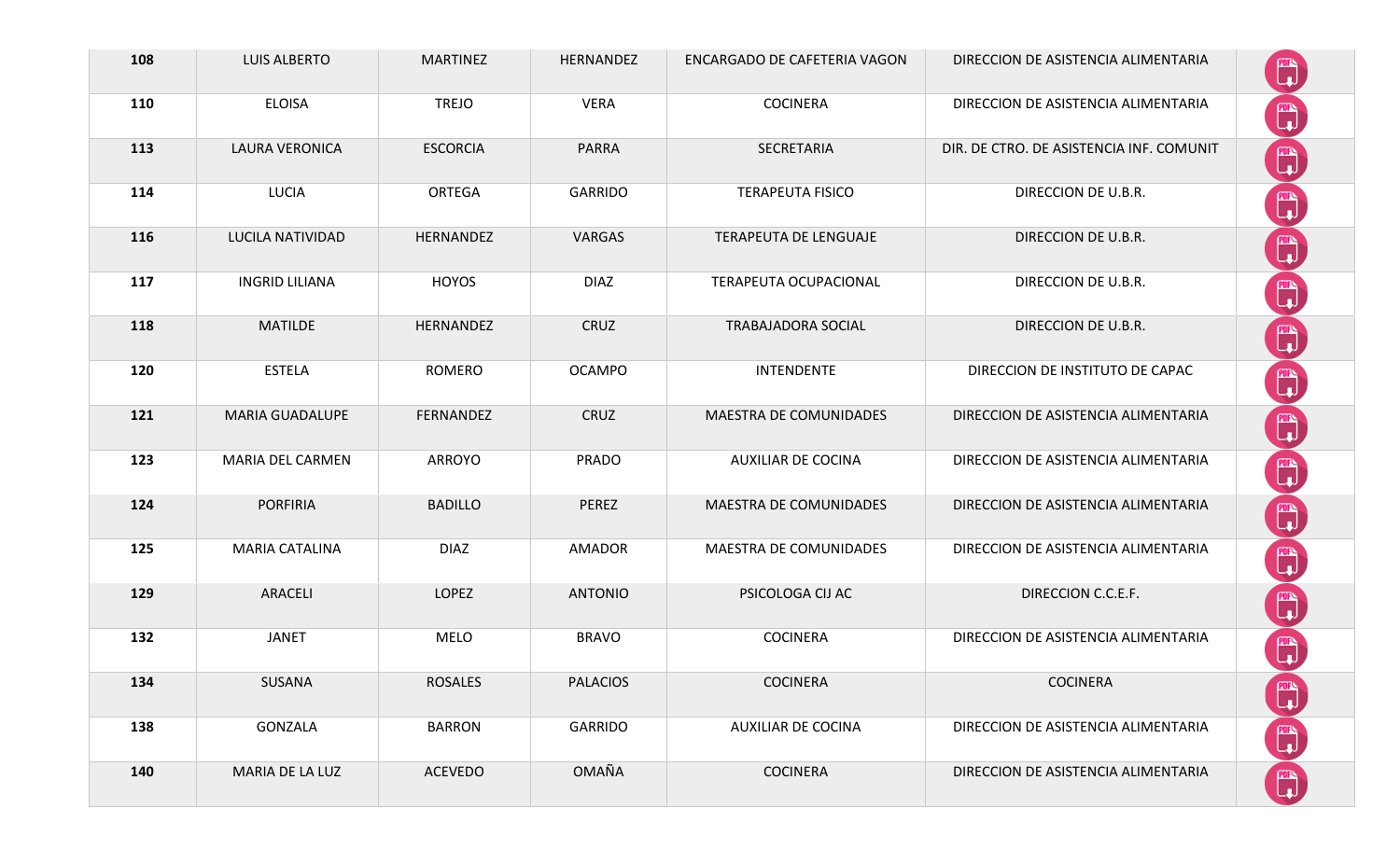| | | | | | | |
|---|---|---|---|---|---|---|
| **108** | LUIS ALBERTO | MARTINEZ | HERNANDEZ | ENCARGADO DE CAFETERIA VAGON | DIRECCION DE ASISTENCIA ALIMENTARIA | |
| **110** | ELOISA | TREJO | VERA | COCINERA | DIRECCION DE ASISTENCIA ALIMENTARIA | |
| **113** | LAURA VERONICA | ESCORCIA | PARRA | SECRETARIA | DIR. DE CTRO. DE ASISTENCIA INF. COMUNIT | |
| **114** | LUCIA | ORTEGA | GARRIDO | TERAPEUTA FISICO | DIRECCION DE U.B.R. | |
| **116** | LUCILA NATIVIDAD | HERNANDEZ | VARGAS | TERAPEUTA DE LENGUAJE | DIRECCION DE U.B.R. | |
| **117** | INGRID LILIANA | HOYOS | DIAZ | TERAPEUTA OCUPACIONAL | DIRECCION DE U.B.R. | |
| **118** | MATILDE | HERNANDEZ | CRUZ | TRABAJADORA SOCIAL | DIRECCION DE U.B.R. | |
| **120** | ESTELA | ROMERO | OCAMPO | INTENDENTE | DIRECCION DE INSTITUTO DE CAPAC | |
| **121** | MARIA GUADALUPE | FERNANDEZ | CRUZ | MAESTRA DE COMUNIDADES | DIRECCION DE ASISTENCIA ALIMENTARIA | |
| **123** | MARIA DEL CARMEN | ARROYO | PRADO | AUXILIAR DE COCINA | DIRECCION DE ASISTENCIA ALIMENTARIA | |
| **124** | PORFIRIA | BADILLO | PEREZ | MAESTRA DE COMUNIDADES | DIRECCION DE ASISTENCIA ALIMENTARIA | |
| **125** | MARIA CATALINA | DIAZ | AMADOR | MAESTRA DE COMUNIDADES | DIRECCION DE ASISTENCIA ALIMENTARIA | |
| **129** | ARACELI | LOPEZ | ANTONIO | PSICOLOGA CIJ AC | DIRECCION C.C.E.F. | |
| **132** | JANET | MELO | BRAVO | COCINERA | DIRECCION DE ASISTENCIA ALIMENTARIA | |
| **134** | SUSANA | ROSALES | PALACIOS | COCINERA | COCINERA | |
| **138** | GONZALA | BARRON | GARRIDO | AUXILIAR DE COCINA | DIRECCION DE ASISTENCIA ALIMENTARIA | |
| **140** | MARIA DE LA LUZ | ACEVEDO | OMAÑA | COCINERA | DIRECCION DE ASISTENCIA ALIMENTARIA | |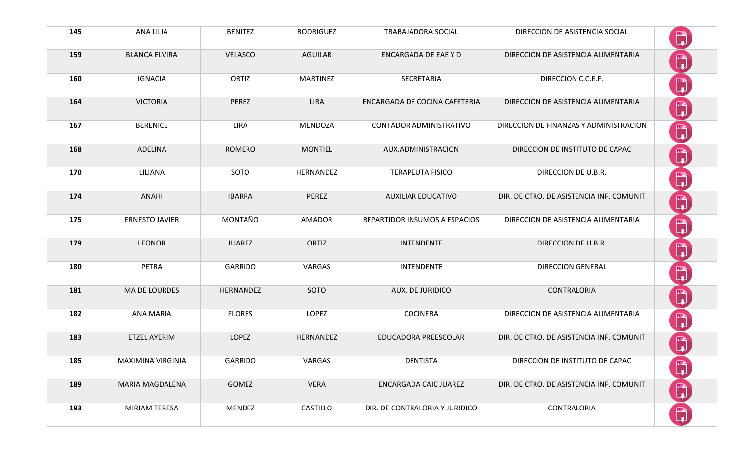| 145 | ANA LILIA | BENITEZ | RODRIGUEZ | TRABAJADORA SOCIAL | DIRECCION DE ASISTENCIA SOCIAL | |
|---|---|---|---|---|---|---|
| 159 | BLANCA ELVIRA | VELASCO | AGUILAR | ENCARGADA DE EAE Y D | DIRECCION DE ASISTENCIA ALIMENTARIA | |
| 160 | IGNACIA | ORTIZ | MARTINEZ | SECRETARIA | DIRECCION C.C.E.F. | |
| 164 | VICTORIA | PEREZ | LIRA | ENCARGADA DE COCINA CAFETERIA | DIRECCION DE ASISTENCIA ALIMENTARIA | |
| 167 | BERENICE | LIRA | MENDOZA | CONTADOR ADMINISTRATIVO | DIRECCION DE FINANZAS Y ADMINISTRACION | |
| 168 | ADELINA | ROMERO | MONTIEL | AUX.ADMINISTRACION | DIRECCION DE INSTITUTO DE CAPAC | |
| 170 | LILIANA | SOTO | HERNANDEZ | TERAPEUTA FISICO | DIRECCION DE U.B.R. | |
| 174 | ANAHI | IBARRA | PEREZ | AUXILIAR EDUCATIVO | DIR. DE CTRO. DE ASISTENCIA INF. COMUNIT | |
| 175 | ERNESTO JAVIER | MONTAÑO | AMADOR | REPARTIDOR INSUMOS A ESPACIOS | DIRECCION DE ASISTENCIA ALIMENTARIA | |
| 179 | LEONOR | JUAREZ | ORTIZ | INTENDENTE | DIRECCION DE U.B.R. | |
| 180 | PETRA | GARRIDO | VARGAS | INTENDENTE | DIRECCION GENERAL | |
| 181 | MA DE LOURDES | HERNANDEZ | SOTO | AUX. DE JURIDICO | CONTRALORIA | |
| 182 | ANA MARIA | FLORES | LOPEZ | COCINERA | DIRECCION DE ASISTENCIA ALIMENTARIA | |
| 183 | ETZEL AYERIM | LOPEZ | HERNANDEZ | EDUCADORA PREESCOLAR | DIR. DE CTRO. DE ASISTENCIA INF. COMUNIT | |
| 185 | MAXIMINA VIRGINIA | GARRIDO | VARGAS | DENTISTA | DIRECCION DE INSTITUTO DE CAPAC | |
| 189 | MARIA MAGDALENA | GOMEZ | VERA | ENCARGADA CAIC JUAREZ | DIR. DE CTRO. DE ASISTENCIA INF. COMUNIT | |
| 193 | MIRIAM TERESA | MENDEZ | CASTILLO | DIR. DE CONTRALORIA Y JURIDICO | CONTRALORIA | |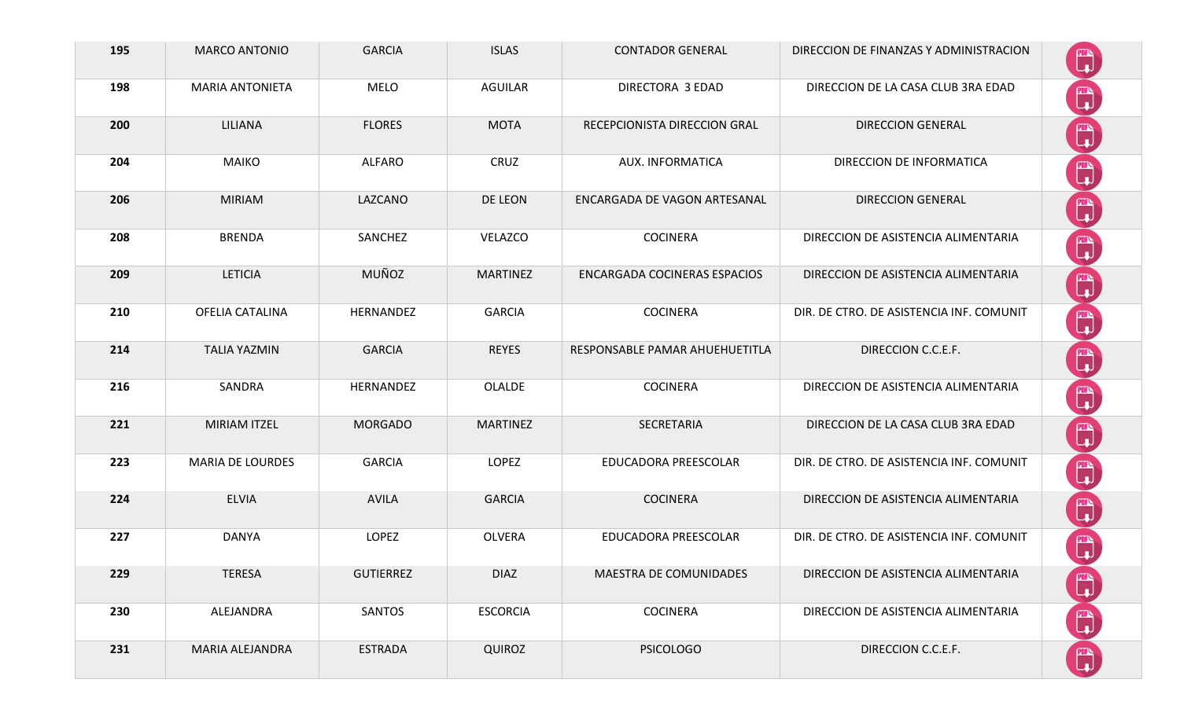| 195 | MARCO ANTONIO | GARCIA | ISLAS | CONTADOR GENERAL | DIRECCION DE FINANZAS Y ADMINISTRACION | |
|---|---|---|---|---|---|---|
| 198 | MARIA ANTONIETA | MELO | AGUILAR | DIRECTORA 3 EDAD | DIRECCION DE LA CASA CLUB 3RA EDAD | |
| 200 | LILIANA | FLORES | MOTA | RECEPCIONISTA DIRECCION GRAL | DIRECCION GENERAL | |
| 204 | MAIKO | ALFARO | CRUZ | AUX. INFORMATICA | DIRECCION DE INFORMATICA | |
| 206 | MIRIAM | LAZCANO | DE LEON | ENCARGADA DE VAGON ARTESANAL | DIRECCION GENERAL | |
| 208 | BRENDA | SANCHEZ | VELAZCO | COCINERA | DIRECCION DE ASISTENCIA ALIMENTARIA | |
| 209 | LETICIA | MUÑOZ | MARTINEZ | ENCARGADA COCINERAS ESPACIOS | DIRECCION DE ASISTENCIA ALIMENTARIA | |
| 210 | OFELIA CATALINA | HERNANDEZ | GARCIA | COCINERA | DIR. DE CTRO. DE ASISTENCIA INF. COMUNIT | |
| 214 | TALIA YAZMIN | GARCIA | REYES | RESPONSABLE PAMAR AHUEHUETITLA | DIRECCION C.C.E.F. | |
| 216 | SANDRA | HERNANDEZ | OLALDE | COCINERA | DIRECCION DE ASISTENCIA ALIMENTARIA | |
| 221 | MIRIAM ITZEL | MORGADO | MARTINEZ | SECRETARIA | DIRECCION DE LA CASA CLUB 3RA EDAD | |
| 223 | MARIA DE LOURDES | GARCIA | LOPEZ | EDUCADORA PREESCOLAR | DIR. DE CTRO. DE ASISTENCIA INF. COMUNIT | |
| 224 | ELVIA | AVILA | GARCIA | COCINERA | DIRECCION DE ASISTENCIA ALIMENTARIA | |
| 227 | DANYA | LOPEZ | OLVERA | EDUCADORA PREESCOLAR | DIR. DE CTRO. DE ASISTENCIA INF. COMUNIT | |
| 229 | TERESA | GUTIERREZ | DIAZ | MAESTRA DE COMUNIDADES | DIRECCION DE ASISTENCIA ALIMENTARIA | |
| 230 | ALEJANDRA | SANTOS | ESCORCIA | COCINERA | DIRECCION DE ASISTENCIA ALIMENTARIA | |
| 231 | MARIA ALEJANDRA | ESTRADA | QUIROZ | PSICOLOGO | DIRECCION C.C.E.F. | |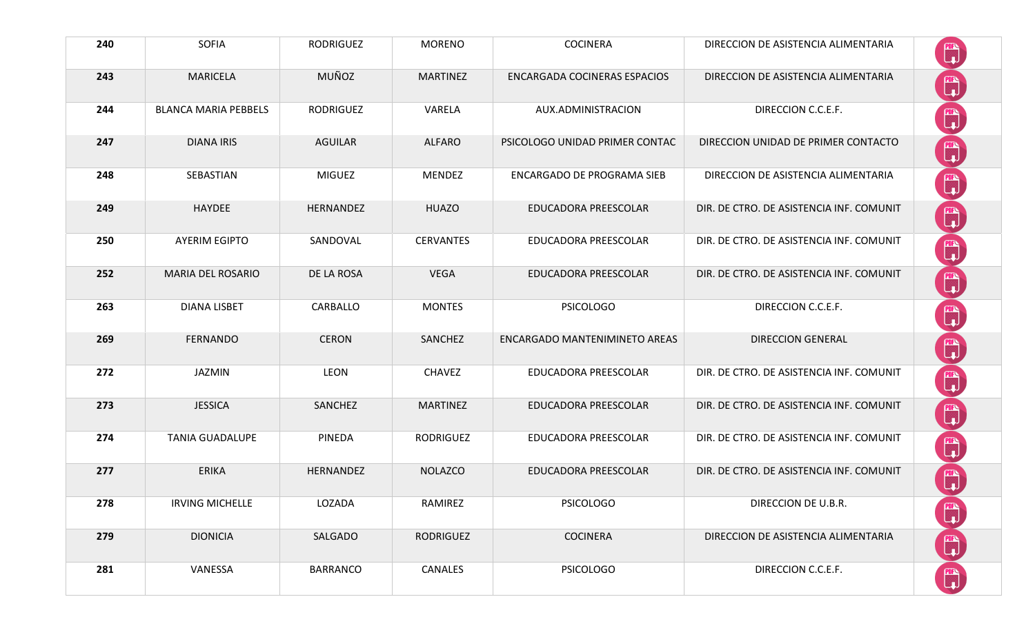| 240 | SOFIA | RODRIGUEZ | MORENO | COCINERA | DIRECCION DE ASISTENCIA ALIMENTARIA | |
|---|---|---|---|---|---|---|
| 243 | MARICELA | MUÑOZ | MARTINEZ | ENCARGADA COCINERAS ESPACIOS | DIRECCION DE ASISTENCIA ALIMENTARIA | |
| 244 | BLANCA MARIA PEBBELS | RODRIGUEZ | VARELA | AUX.ADMINISTRACION | DIRECCION C.C.E.F. | |
| 247 | DIANA IRIS | AGUILAR | ALFARO | PSICOLOGO UNIDAD PRIMER CONTAC | DIRECCION UNIDAD DE PRIMER CONTACTO | |
| 248 | SEBASTIAN | MIGUEZ | MENDEZ | ENCARGADO DE PROGRAMA SIEB | DIRECCION DE ASISTENCIA ALIMENTARIA | |
| 249 | HAYDEE | HERNANDEZ | HUAZO | EDUCADORA PREESCOLAR | DIR. DE CTRO. DE ASISTENCIA INF. COMUNIT | |
| 250 | AYERIM EGIPTO | SANDOVAL | CERVANTES | EDUCADORA PREESCOLAR | DIR. DE CTRO. DE ASISTENCIA INF. COMUNIT | |
| 252 | MARIA DEL ROSARIO | DE LA ROSA | VEGA | EDUCADORA PREESCOLAR | DIR. DE CTRO. DE ASISTENCIA INF. COMUNIT | |
| 263 | DIANA LISBET | CARBALLO | MONTES | PSICOLOGO | DIRECCION C.C.E.F. | |
| 269 | FERNANDO | CERON | SANCHEZ | ENCARGADO MANTENIMINETO AREAS | DIRECCION GENERAL | |
| 272 | JAZMIN | LEON | CHAVEZ | EDUCADORA PREESCOLAR | DIR. DE CTRO. DE ASISTENCIA INF. COMUNIT | |
| 273 | JESSICA | SANCHEZ | MARTINEZ | EDUCADORA PREESCOLAR | DIR. DE CTRO. DE ASISTENCIA INF. COMUNIT | |
| 274 | TANIA GUADALUPE | PINEDA | RODRIGUEZ | EDUCADORA PREESCOLAR | DIR. DE CTRO. DE ASISTENCIA INF. COMUNIT | |
| 277 | ERIKA | HERNANDEZ | NOLAZCO | EDUCADORA PREESCOLAR | DIR. DE CTRO. DE ASISTENCIA INF. COMUNIT | |
| 278 | IRVING MICHELLE | LOZADA | RAMIREZ | PSICOLOGO | DIRECCION DE U.B.R. | |
| 279 | DIONICIA | SALGADO | RODRIGUEZ | COCINERA | DIRECCION DE ASISTENCIA ALIMENTARIA | |
| 281 | VANESSA | BARRANCO | CANALES | PSICOLOGO | DIRECCION C.C.E.F. | |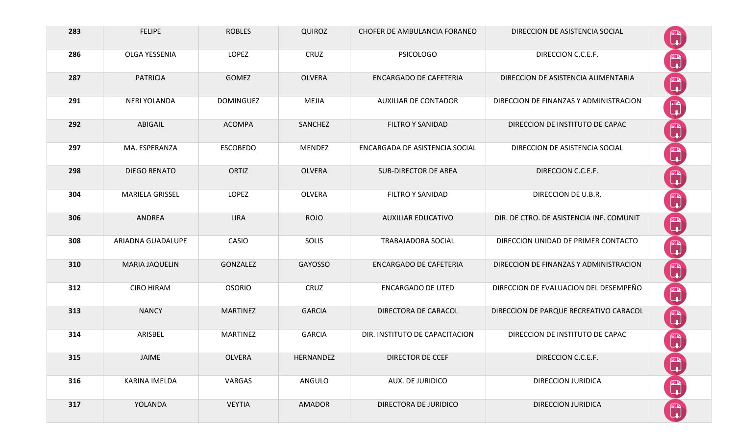| 283 | FELIPE | ROBLES | QUIROZ | CHOFER DE AMBULANCIA FORANEO | DIRECCION DE ASISTENCIA SOCIAL | |
|---|---|---|---|---|---|---|
| 286 | OLGA YESSENIA | LOPEZ | CRUZ | PSICOLOGO | DIRECCION C.C.E.F. | |
| 287 | PATRICIA | GOMEZ | OLVERA | ENCARGADO DE CAFETERIA | DIRECCION DE ASISTENCIA ALIMENTARIA | |
| 291 | NERI YOLANDA | DOMINGUEZ | MEJIA | AUXILIAR DE CONTADOR | DIRECCION DE FINANZAS Y ADMINISTRACION | |
| 292 | ABIGAIL | ACOMPA | SANCHEZ | FILTRO Y SANIDAD | DIRECCION DE INSTITUTO DE CAPAC | |
| 297 | MA. ESPERANZA | ESCOBEDO | MENDEZ | ENCARGADA DE ASISTENCIA SOCIAL | DIRECCION DE ASISTENCIA SOCIAL | |
| 298 | DIEGO RENATO | ORTIZ | OLVERA | SUB-DIRECTOR DE AREA | DIRECCION C.C.E.F. | |
| 304 | MARIELA GRISSEL | LOPEZ | OLVERA | FILTRO Y SANIDAD | DIRECCION DE U.B.R. | |
| 306 | ANDREA | LIRA | ROJO | AUXILIAR EDUCATIVO | DIR. DE CTRO. DE ASISTENCIA INF. COMUNIT | |
| 308 | ARIADNA GUADALUPE | CASIO | SOLIS | TRABAJADORA SOCIAL | DIRECCION UNIDAD DE PRIMER CONTACTO | |
| 310 | MARIA JAQUELIN | GONZALEZ | GAYOSSO | ENCARGADO DE CAFETERIA | DIRECCION DE FINANZAS Y ADMINISTRACION | |
| 312 | CIRO HIRAM | OSORIO | CRUZ | ENCARGADO DE UTED | DIRECCION DE EVALUACION DEL DESEMPEÑO | |
| 313 | NANCY | MARTINEZ | GARCIA | DIRECTORA DE CARACOL | DIRECCION DE PARQUE RECREATIVO CARACOL | |
| 314 | ARISBEL | MARTINEZ | GARCIA | DIR. INSTITUTO DE CAPACITACION | DIRECCION DE INSTITUTO DE CAPAC | |
| 315 | JAIME | OLVERA | HERNANDEZ | DIRECTOR DE CCEF | DIRECCION C.C.E.F. | |
| 316 | KARINA IMELDA | VARGAS | ANGULO | AUX. DE JURIDICO | DIRECCION JURIDICA | |
| 317 | YOLANDA | VEYTIA | AMADOR | DIRECTORA DE JURIDICO | DIRECCION JURIDICA | |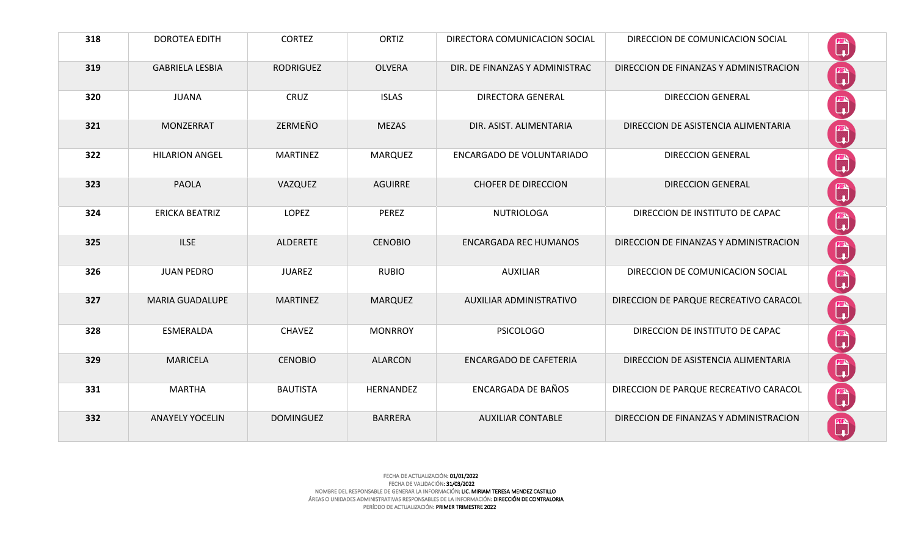| | | | | | | |
|---|---|---|---|---|---|---|
| **318** | DOROTEA EDITH | CORTEZ | ORTIZ | DIRECTORA COMUNICACION SOCIAL | DIRECCION DE COMUNICACION SOCIAL | PDF |
| **319** | GABRIELA LESBIA | RODRIGUEZ | OLVERA | DIR. DE FINANZAS Y ADMINISTRAC | DIRECCION DE FINANZAS Y ADMINISTRACION | PDF |
| **320** | JUANA | CRUZ | ISLAS | DIRECTORA GENERAL | DIRECCION GENERAL | PDF |
| **321** | MONZERRAT | ZERMEÑO | MEZAS | DIR. ASIST. ALIMENTARIA | DIRECCION DE ASISTENCIA ALIMENTARIA | PDF |
| **322** | HILARION ANGEL | MARTINEZ | MARQUEZ | ENCARGADO DE VOLUNTARIADO | DIRECCION GENERAL | PDF |
| **323** | PAOLA | VAZQUEZ | AGUIRRE | CHOFER DE DIRECCION | DIRECCION GENERAL | PDF |
| **324** | ERICKA BEATRIZ | LOPEZ | PEREZ | NUTRIOLOGA | DIRECCION DE INSTITUTO DE CAPAC | PDF |
| **325** | ILSE | ALDERETE | CENOBIO | ENCARGADA REC HUMANOS | DIRECCION DE FINANZAS Y ADMINISTRACION | PDF |
| **326** | JUAN PEDRO | JUAREZ | RUBIO | AUXILIAR | DIRECCION DE COMUNICACION SOCIAL | PDF |
| **327** | MARIA GUADALUPE | MARTINEZ | MARQUEZ | AUXILIAR ADMINISTRATIVO | DIRECCION DE PARQUE RECREATIVO CARACOL | PDF |
| **328** | ESMERALDA | CHAVEZ | MONRROY | PSICOLOGO | DIRECCION DE INSTITUTO DE CAPAC | PDF |
| **329** | MARICELA | CENOBIO | ALARCON | ENCARGADO DE CAFETERIA | DIRECCION DE ASISTENCIA ALIMENTARIA | PDF |
| **331** | MARTHA | BAUTISTA | HERNANDEZ | ENCARGADA DE BAÑOS | DIRECCION DE PARQUE RECREATIVO CARACOL | PDF |
| **332** | ANAYELY YOCELIN | DOMINGUEZ | BARRERA | AUXILIAR CONTABLE | DIRECCION DE FINANZAS Y ADMINISTRACION | PDF |

FECHA DE ACTUALIZACIÓN: **01/01/2022**
FECHA DE VALIDACIÓN: **31/03/2022**
NOMBRE DEL RESPONSABLE DE GENERAR LA INFORMACIÓN: **LIC. MIRIAM TERESA MENDEZ CASTILLO**
ÁREAS O UNIDADES ADMINISTRATIVAS RESPONSABLES DE LA INFORMACIÓN: **DIRECCIÓN DE CONTRALORIA**
PERÍODO DE ACTUALIZACIÓN: **PRIMER TRIMESTRE 2022**